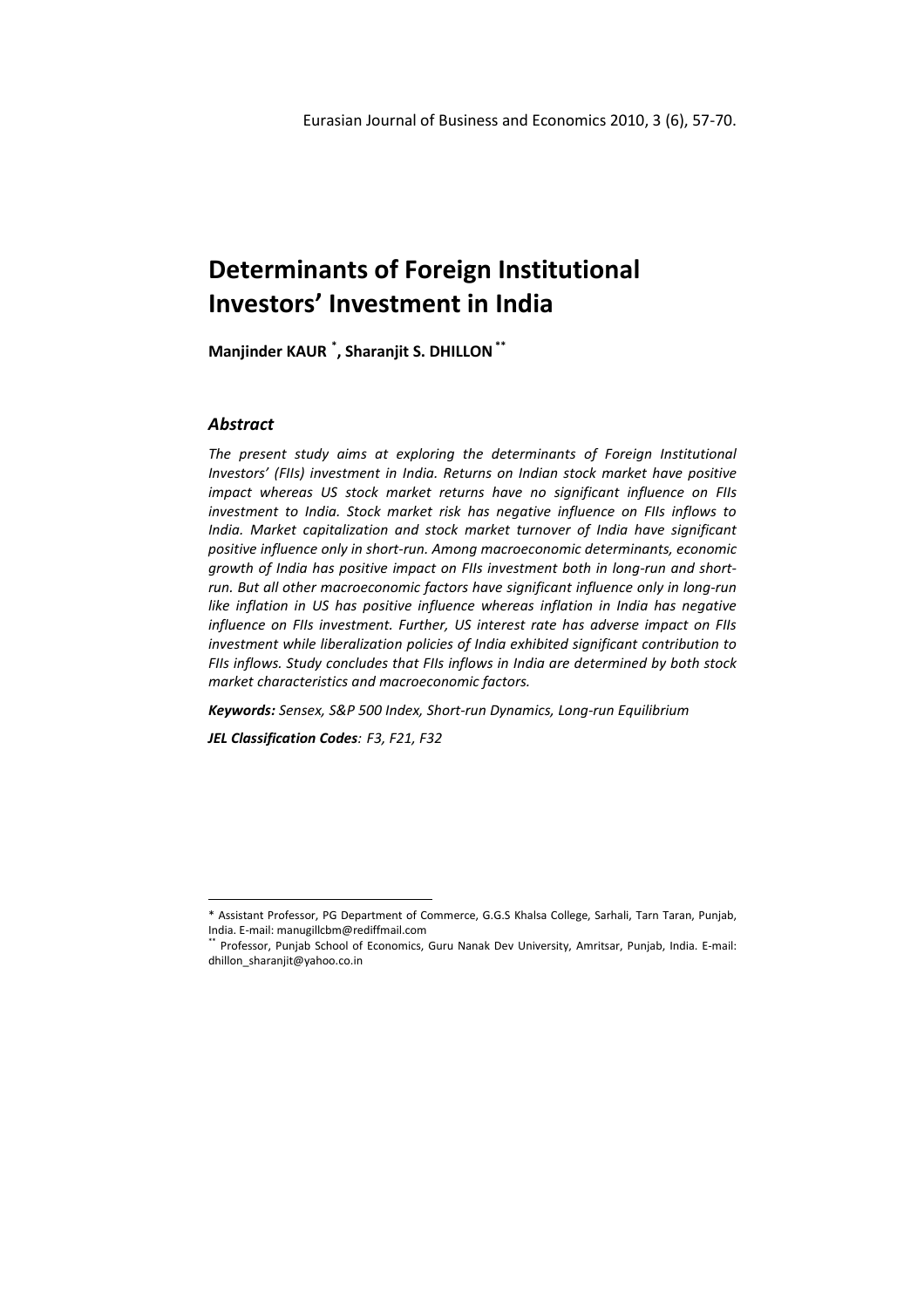# Determinants of Foreign Institutional Investors' Investment in India

**Manjinder KAUR [*], Sharanjit S. DHILLON [**]**

### *Abstract*

*The present study aims at exploring the determinants of Foreign Institutional Investors' (FIIs) investment in India. Returns on Indian stock market have positive impact whereas US stock market returns have no significant influence on FIIs investment to India. Stock market risk has negative influence on FIIs inflows to India. Market capitalization and stock market turnover of India have significant positive influence only in short-run. Among macroeconomic determinants, economic growth of India has positive impact on FIIs investment both in long-run and short-run. But all other macroeconomic factors have significant influence only in long-run like inflation in US has positive influence whereas inflation in India has negative influence on FIIs investment. Further, US interest rate has adverse impact on FIIs investment while liberalization policies of India exhibited significant contribution to FIIs inflows. Study concludes that FIIs inflows in India are determined by both stock market characteristics and macroeconomic factors.*

***Keywords:*** *Sensex, S&P 500 Index, Short-run Dynamics, Long-run Equilibrium*

***JEL Classification Codes****: F3, F21, F32*

---

[*] Assistant Professor, PG Department of Commerce, G.G.S Khalsa College, Sarhali, Tarn Taran, Punjab, India. E-mail: manugillcbm@rediffmail.com

[**] Professor, Punjab School of Economics, Guru Nanak Dev University, Amritsar, Punjab, India. E-mail: dhillon_sharanjit@yahoo.co.in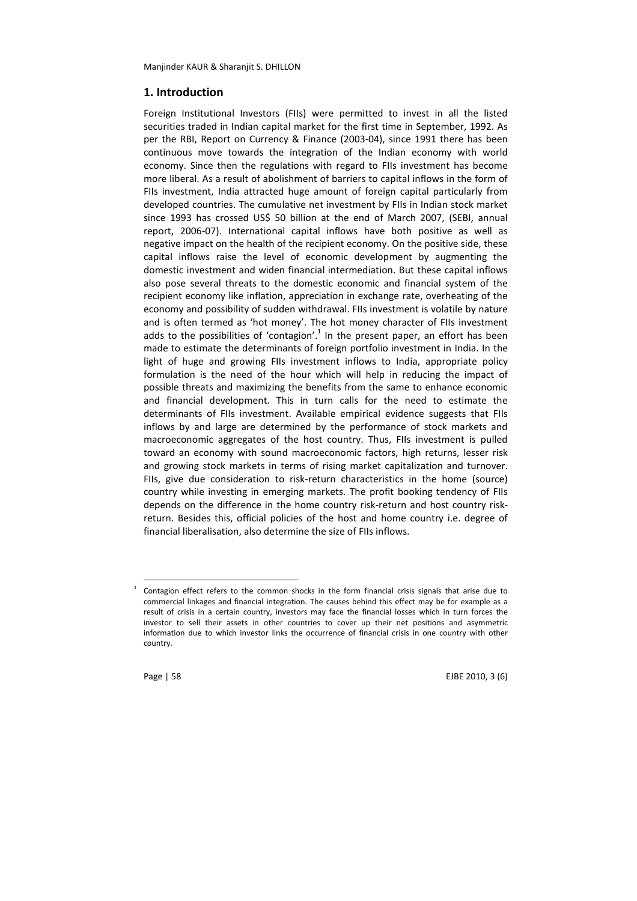## 1. Introduction

Foreign Institutional Investors (FIIs) were permitted to invest in all the listed securities traded in Indian capital market for the first time in September, 1992. As per the RBI, Report on Currency & Finance (2003-04), since 1991 there has been continuous move towards the integration of the Indian economy with world economy. Since then the regulations with regard to FIIs investment has become more liberal. As a result of abolishment of barriers to capital inflows in the form of FIIs investment, India attracted huge amount of foreign capital particularly from developed countries. The cumulative net investment by FIIs in Indian stock market since 1993 has crossed US$ 50 billion at the end of March 2007, (SEBI, annual report, 2006-07). International capital inflows have both positive as well as negative impact on the health of the recipient economy. On the positive side, these capital inflows raise the level of economic development by augmenting the domestic investment and widen financial intermediation. But these capital inflows also pose several threats to the domestic economic and financial system of the recipient economy like inflation, appreciation in exchange rate, overheating of the economy and possibility of sudden withdrawal. FIIs investment is volatile by nature and is often termed as 'hot money'. The hot money character of FIIs investment adds to the possibilities of 'contagion'.[1] In the present paper, an effort has been made to estimate the determinants of foreign portfolio investment in India. In the light of huge and growing FIIs investment inflows to India, appropriate policy formulation is the need of the hour which will help in reducing the impact of possible threats and maximizing the benefits from the same to enhance economic and financial development. This in turn calls for the need to estimate the determinants of FIIs investment. Available empirical evidence suggests that FIIs inflows by and large are determined by the performance of stock markets and macroeconomic aggregates of the host country. Thus, FIIs investment is pulled toward an economy with sound macroeconomic factors, high returns, lesser risk and growing stock markets in terms of rising market capitalization and turnover. FIIs, give due consideration to risk-return characteristics in the home (source) country while investing in emerging markets. The profit booking tendency of FIIs depends on the difference in the home country risk-return and host country risk-return. Besides this, official policies of the host and home country i.e. degree of financial liberalisation, also determine the size of FIIs inflows.

[1] Contagion effect refers to the common shocks in the form financial crisis signals that arise due to commercial linkages and financial integration. The causes behind this effect may be for example as a result of crisis in a certain country, investors may face the financial losses which in turn forces the investor to sell their assets in other countries to cover up their net positions and asymmetric information due to which investor links the occurrence of financial crisis in one country with other country.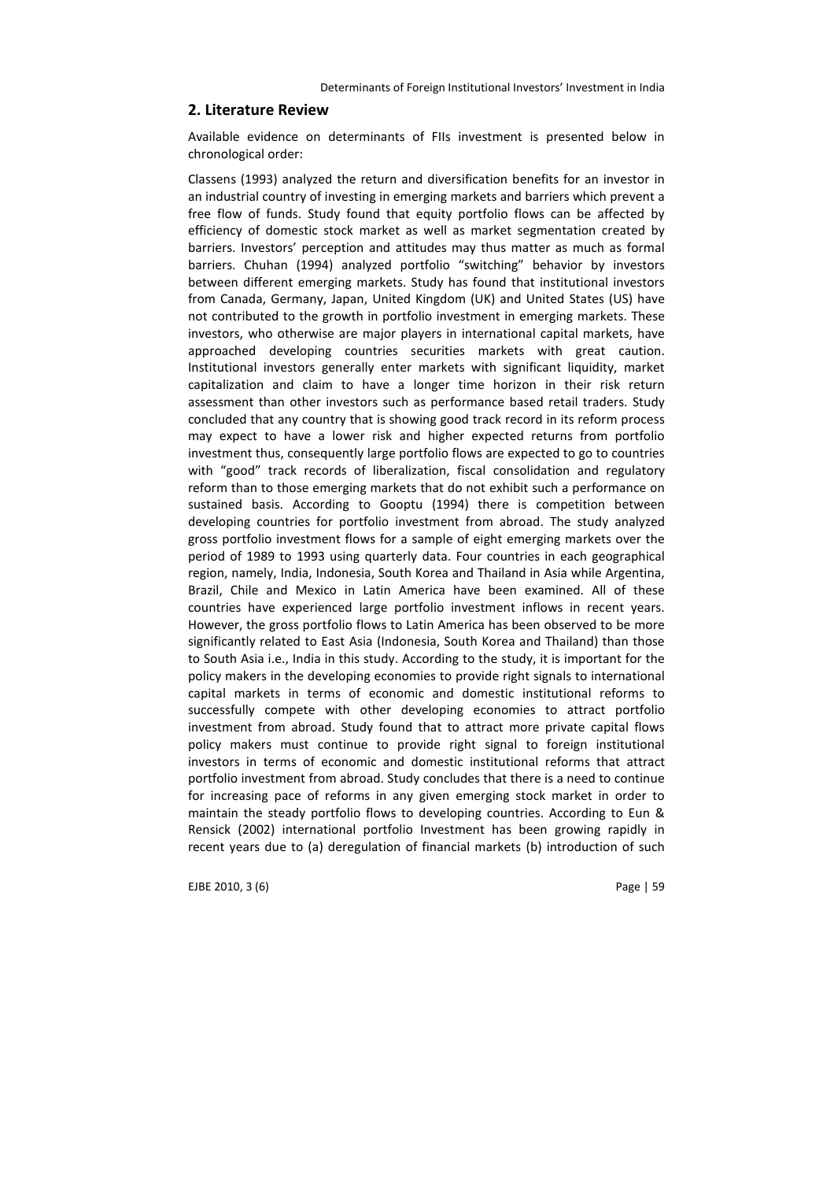## 2. Literature Review

Available evidence on determinants of FIIs investment is presented below in chronological order:

Classens (1993) analyzed the return and diversification benefits for an investor in an industrial country of investing in emerging markets and barriers which prevent a free flow of funds. Study found that equity portfolio flows can be affected by efficiency of domestic stock market as well as market segmentation created by barriers. Investors' perception and attitudes may thus matter as much as formal barriers. Chuhan (1994) analyzed portfolio "switching" behavior by investors between different emerging markets. Study has found that institutional investors from Canada, Germany, Japan, United Kingdom (UK) and United States (US) have not contributed to the growth in portfolio investment in emerging markets. These investors, who otherwise are major players in international capital markets, have approached developing countries securities markets with great caution. Institutional investors generally enter markets with significant liquidity, market capitalization and claim to have a longer time horizon in their risk return assessment than other investors such as performance based retail traders. Study concluded that any country that is showing good track record in its reform process may expect to have a lower risk and higher expected returns from portfolio investment thus, consequently large portfolio flows are expected to go to countries with "good" track records of liberalization, fiscal consolidation and regulatory reform than to those emerging markets that do not exhibit such a performance on sustained basis. According to Gooptu (1994) there is competition between developing countries for portfolio investment from abroad. The study analyzed gross portfolio investment flows for a sample of eight emerging markets over the period of 1989 to 1993 using quarterly data. Four countries in each geographical region, namely, India, Indonesia, South Korea and Thailand in Asia while Argentina, Brazil, Chile and Mexico in Latin America have been examined. All of these countries have experienced large portfolio investment inflows in recent years. However, the gross portfolio flows to Latin America has been observed to be more significantly related to East Asia (Indonesia, South Korea and Thailand) than those to South Asia i.e., India in this study. According to the study, it is important for the policy makers in the developing economies to provide right signals to international capital markets in terms of economic and domestic institutional reforms to successfully compete with other developing economies to attract portfolio investment from abroad. Study found that to attract more private capital flows policy makers must continue to provide right signal to foreign institutional investors in terms of economic and domestic institutional reforms that attract portfolio investment from abroad. Study concludes that there is a need to continue for increasing pace of reforms in any given emerging stock market in order to maintain the steady portfolio flows to developing countries. According to Eun & Rensick (2002) international portfolio Investment has been growing rapidly in recent years due to (a) deregulation of financial markets (b) introduction of such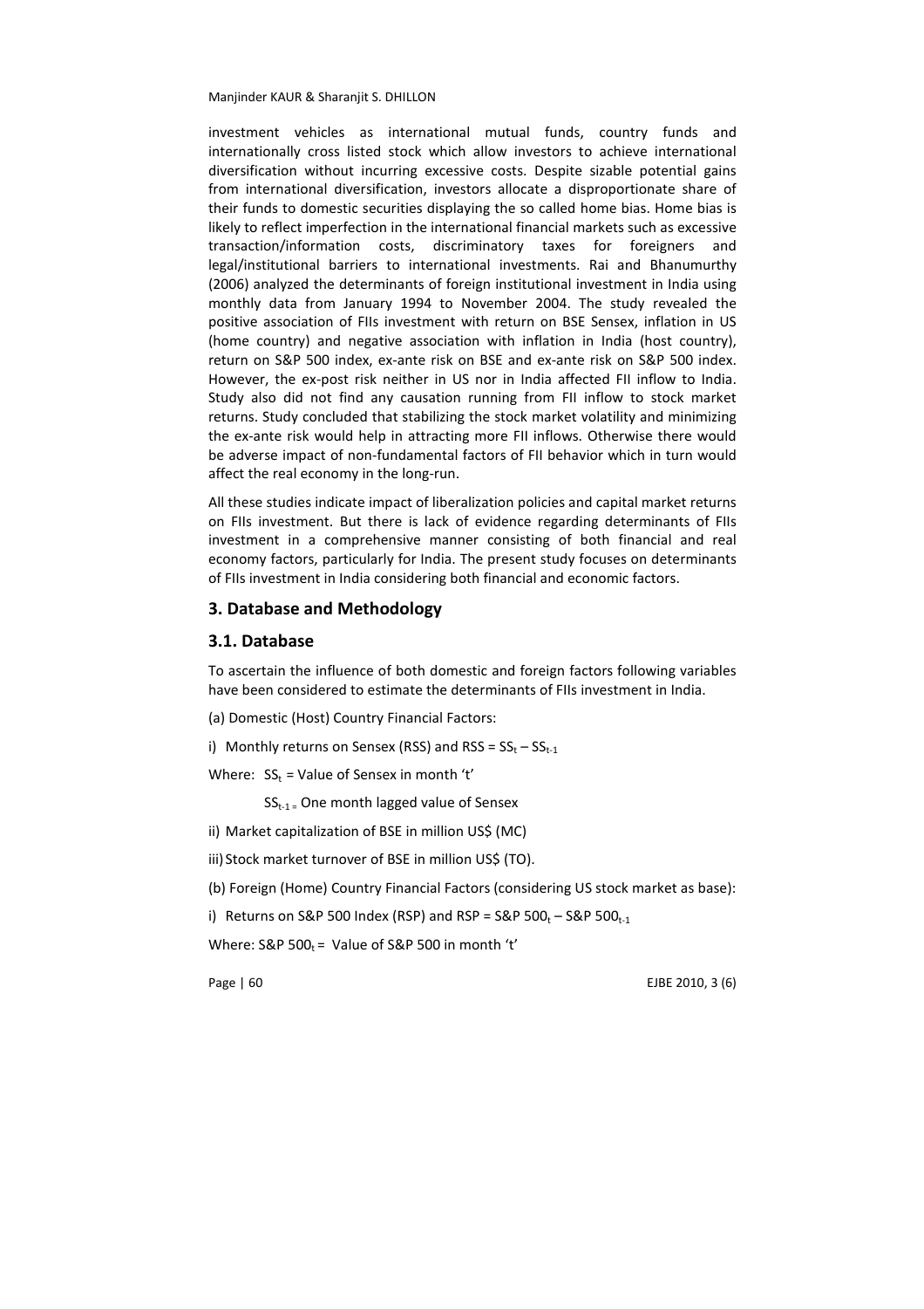investment vehicles as international mutual funds, country funds and internationally cross listed stock which allow investors to achieve international diversification without incurring excessive costs. Despite sizable potential gains from international diversification, investors allocate a disproportionate share of their funds to domestic securities displaying the so called home bias. Home bias is likely to reflect imperfection in the international financial markets such as excessive transaction/information costs, discriminatory taxes for foreigners and legal/institutional barriers to international investments. Rai and Bhanumurthy (2006) analyzed the determinants of foreign institutional investment in India using monthly data from January 1994 to November 2004. The study revealed the positive association of FIIs investment with return on BSE Sensex, inflation in US (home country) and negative association with inflation in India (host country), return on S&P 500 index, ex-ante risk on BSE and ex-ante risk on S&P 500 index. However, the ex-post risk neither in US nor in India affected FII inflow to India. Study also did not find any causation running from FII inflow to stock market returns. Study concluded that stabilizing the stock market volatility and minimizing the ex-ante risk would help in attracting more FII inflows. Otherwise there would be adverse impact of non-fundamental factors of FII behavior which in turn would affect the real economy in the long-run.

All these studies indicate impact of liberalization policies and capital market returns on FIIs investment. But there is lack of evidence regarding determinants of FIIs investment in a comprehensive manner consisting of both financial and real economy factors, particularly for India. The present study focuses on determinants of FIIs investment in India considering both financial and economic factors.

## 3. Database and Methodology

### 3.1. Database

To ascertain the influence of both domestic and foreign factors following variables have been considered to estimate the determinants of FIIs investment in India.

(a) Domestic (Host) Country Financial Factors:

i) Monthly returns on Sensex (RSS) and $RSS = SS_t - SS_{t-1}$

Where: $SS_t$ = Value of Sensex in month 't'

$SS_{t-1}$ = One month lagged value of Sensex

ii) Market capitalization of BSE in million US$ (MC)

iii) Stock market turnover of BSE in million US$ (TO).

(b) Foreign (Home) Country Financial Factors (considering US stock market as base):

i) Returns on S&P 500 Index (RSP) and $RSP = S\&P\ 500_t - S\&P\ 500_{t-1}$

Where: $S\&P\ 500_t$ = Value of S&P 500 in month 't'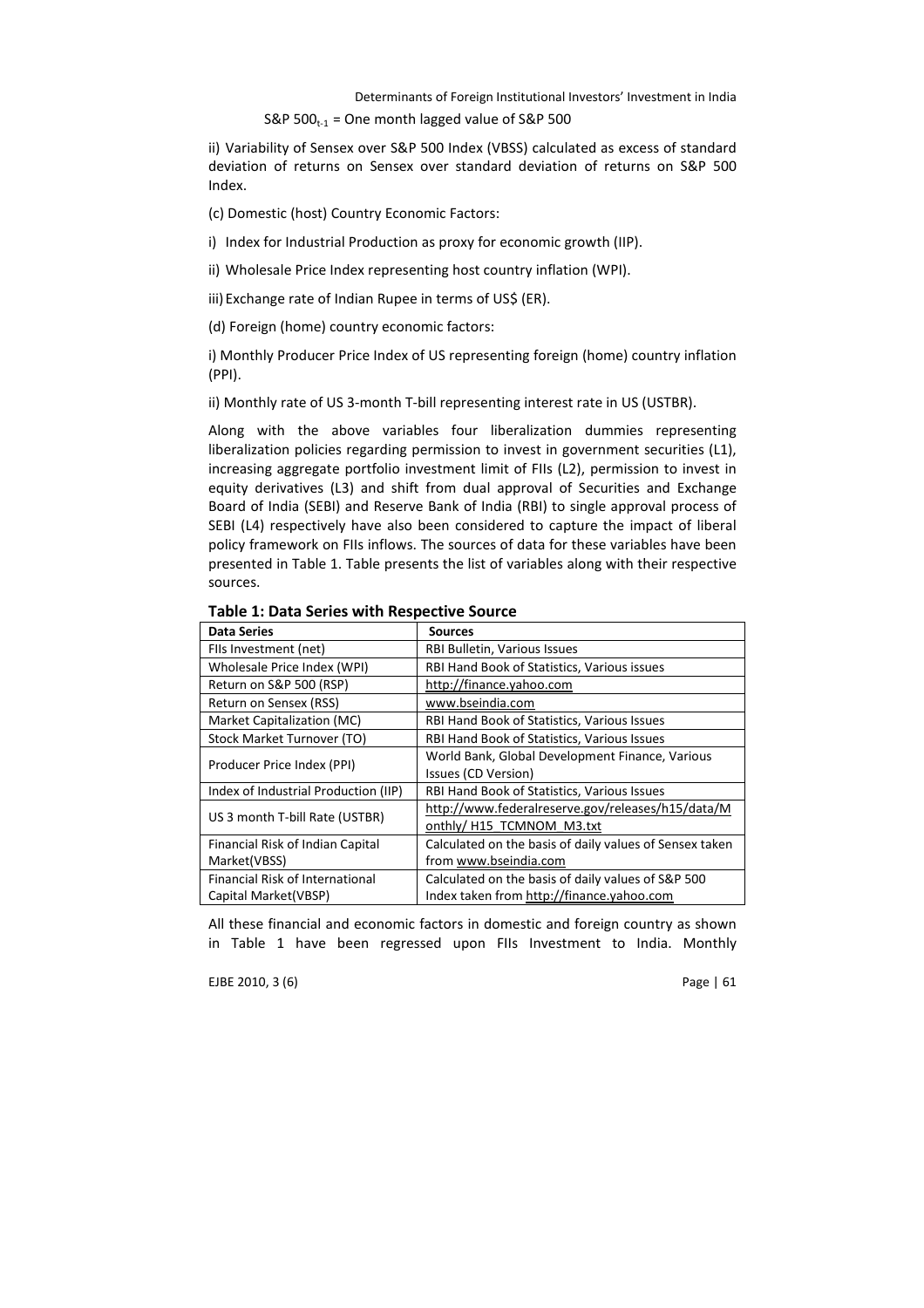$S\&P\ 500_{t-1}$ = One month lagged value of S&P 500

ii) Variability of Sensex over S&P 500 Index (VBSS) calculated as excess of standard deviation of returns on Sensex over standard deviation of returns on S&P 500 Index.

(c) Domestic (host) Country Economic Factors:

i) Index for Industrial Production as proxy for economic growth (IIP).

ii) Wholesale Price Index representing host country inflation (WPI).

iii) Exchange rate of Indian Rupee in terms of US$ (ER).

(d) Foreign (home) country economic factors:

i) Monthly Producer Price Index of US representing foreign (home) country inflation (PPI).

ii) Monthly rate of US 3-month T-bill representing interest rate in US (USTBR).

Along with the above variables four liberalization dummies representing liberalization policies regarding permission to invest in government securities (L1), increasing aggregate portfolio investment limit of FIIs (L2), permission to invest in equity derivatives (L3) and shift from dual approval of Securities and Exchange Board of India (SEBI) and Reserve Bank of India (RBI) to single approval process of SEBI (L4) respectively have also been considered to capture the impact of liberal policy framework on FIIs inflows. The sources of data for these variables have been presented in Table 1. Table presents the list of variables along with their respective sources.

**Table 1: Data Series with Respective Source**

| Data Series | Sources |
|---|---|
| FIIs Investment (net) | RBI Bulletin, Various Issues |
| Wholesale Price Index (WPI) | RBI Hand Book of Statistics, Various issues |
| Return on S&P 500 (RSP) | http://finance.yahoo.com |
| Return on Sensex (RSS) | www.bseindia.com |
| Market Capitalization (MC) | RBI Hand Book of Statistics, Various Issues |
| Stock Market Turnover (TO) | RBI Hand Book of Statistics, Various Issues |
| Producer Price Index (PPI) | World Bank, Global Development Finance, Various Issues (CD Version) |
| Index of Industrial Production (IIP) | RBI Hand Book of Statistics, Various Issues |
| US 3 month T-bill Rate (USTBR) | http://www.federalreserve.gov/releases/h15/data/Monthly/ H15_TCMNOM_M3.txt |
| Financial Risk of Indian Capital Market(VBSS) | Calculated on the basis of daily values of Sensex taken from www.bseindia.com |
| Financial Risk of International Capital Market(VBSP) | Calculated on the basis of daily values of S&P 500 Index taken from http://finance.yahoo.com |

All these financial and economic factors in domestic and foreign country as shown in Table 1 have been regressed upon FIIs Investment to India. Monthly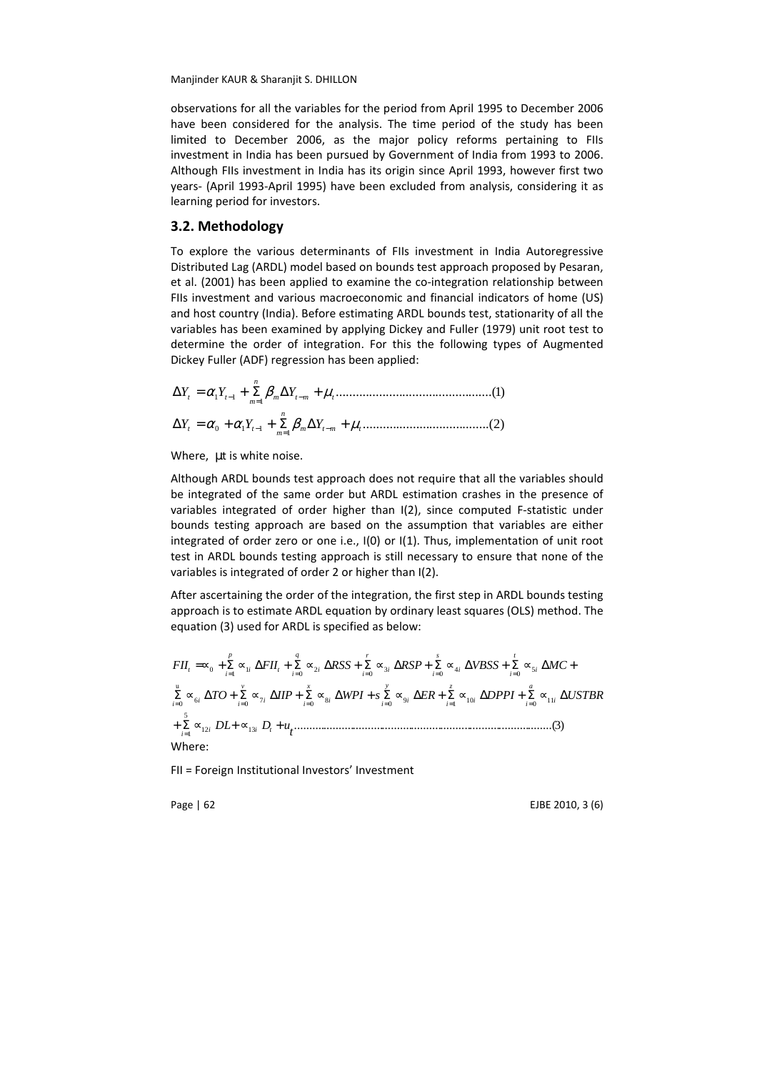observations for all the variables for the period from April 1995 to December 2006 have been considered for the analysis. The time period of the study has been limited to December 2006, as the major policy reforms pertaining to FIIs investment in India has been pursued by Government of India from 1993 to 2006. Although FIIs investment in India has its origin since April 1993, however first two years- (April 1993-April 1995) have been excluded from analysis, considering it as learning period for investors.

## 3.2. Methodology

To explore the various determinants of FIIs investment in India Autoregressive Distributed Lag (ARDL) model based on bounds test approach proposed by Pesaran, et al. (2001) has been applied to examine the co-integration relationship between FIIs investment and various macroeconomic and financial indicators of home (US) and host country (India). Before estimating ARDL bounds test, stationarity of all the variables has been examined by applying Dickey and Fuller (1979) unit root test to determine the order of integration. For this the following types of Augmented Dickey Fuller (ADF) regression has been applied:

$$\Delta Y_t = \alpha_1 Y_{t-1} + \sum_{m=1}^{n} \beta_m \Delta Y_{t-m} + \mu_t \quad \text{.......................................(1)}$$

$$\Delta Y_t = \alpha_0 + \alpha_1 Y_{t-1} + \sum_{m=1}^{n} \beta_m \Delta Y_{t-m} + \mu_t \quad \text{.................................(2)}$$

Where, $\mu t$ is white noise.

Although ARDL bounds test approach does not require that all the variables should be integrated of the same order but ARDL estimation crashes in the presence of variables integrated of order higher than I(2), since computed F-statistic under bounds testing approach are based on the assumption that variables are either integrated of order zero or one i.e., I(0) or I(1). Thus, implementation of unit root test in ARDL bounds testing approach is still necessary to ensure that none of the variables is integrated of order 2 or higher than I(2).

After ascertaining the order of the integration, the first step in ARDL bounds testing approach is to estimate ARDL equation by ordinary least squares (OLS) method. The equation (3) used for ARDL is specified as below:

$$FII_t = \propto_0 + \sum_{i=1}^{p} \propto_{1i} \Delta FII_t + \sum_{i=0}^{q} \propto_{2i} \Delta RSS + \sum_{i=0}^{r} \propto_{3i} \Delta RSP + \sum_{i=0}^{s} \propto_{4i} \Delta VBSS + \sum_{i=0}^{t} \propto_{5i} \Delta MC +$$
$$\sum_{i=0}^{u} \propto_{6i} \Delta TO + \sum_{i=0}^{v} \propto_{7i} \Delta IIP + \sum_{i=0}^{x} \propto_{8i} \Delta WPI + s \sum_{i=0}^{y} \propto_{9i} \Delta ER + \sum_{i=1}^{z} \propto_{10i} \Delta DPPI + \sum_{i=0}^{a} \propto_{11i} \Delta USTBR$$
$$+ \sum_{i=1}^{5} \propto_{12i} DL + \propto_{13i} D_t + u_t \quad \text{.......................................................................(3)}$$

Where:

FII = Foreign Institutional Investors' Investment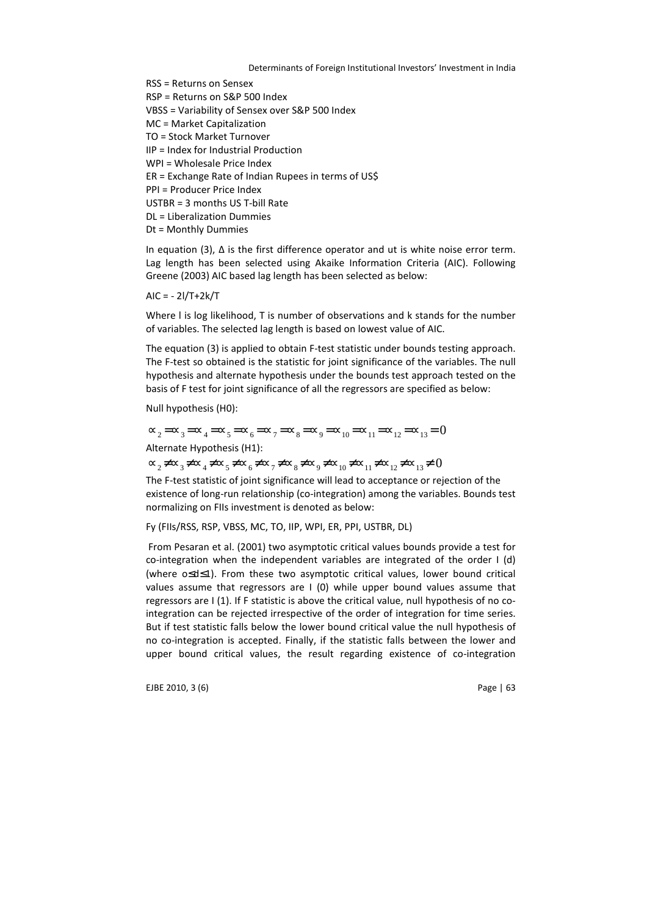RSS = Returns on Sensex

RSP = Returns on S&P 500 Index

VBSS = Variability of Sensex over S&P 500 Index

MC = Market Capitalization

TO = Stock Market Turnover

IIP = Index for Industrial Production

WPI = Wholesale Price Index

ER = Exchange Rate of Indian Rupees in terms of US$

PPI = Producer Price Index

USTBR = 3 months US T-bill Rate

DL = Liberalization Dummies

Dt = Monthly Dummies

In equation (3), Δ is the first difference operator and ut is white noise error term. Lag length has been selected using Akaike Information Criteria (AIC). Following Greene (2003) AIC based lag length has been selected as below:

$AIC = -2l/T + 2k/T$

Where l is log likelihood, T is number of observations and k stands for the number of variables. The selected lag length is based on lowest value of AIC.

The equation (3) is applied to obtain F-test statistic under bounds testing approach. The F-test so obtained is the statistic for joint significance of the variables. The null hypothesis and alternate hypothesis under the bounds test approach tested on the basis of F test for joint significance of all the regressors are specified as below:

Null hypothesis (H0):

$$\alpha_2 = \alpha_3 = \alpha_4 = \alpha_5 = \alpha_6 = \alpha_7 = \alpha_8 = \alpha_9 = \alpha_{10} = \alpha_{11} = \alpha_{12} = \alpha_{13} = 0$$

Alternate Hypothesis (H1):

$$\alpha_2 \neq \alpha_3 \neq \alpha_4 \neq \alpha_5 \neq \alpha_6 \neq \alpha_7 \neq \alpha_8 \neq \alpha_9 \neq \alpha_{10} \neq \alpha_{11} \neq \alpha_{12} \neq \alpha_{13} \neq 0$$

The F-test statistic of joint significance will lead to acceptance or rejection of the existence of long-run relationship (co-integration) among the variables. Bounds test normalizing on FIIs investment is denoted as below:

Fy (FIIs/RSS, RSP, VBSS, MC, TO, IIP, WPI, ER, PPI, USTBR, DL)

From Pesaran et al. (2001) two asymptotic critical values bounds provide a test for co-integration when the independent variables are integrated of the order I (d) (where $0 \leq d \leq 1$). From these two asymptotic critical values, lower bound critical values assume that regressors are I (0) while upper bound values assume that regressors are I (1). If F statistic is above the critical value, null hypothesis of no co-integration can be rejected irrespective of the order of integration for time series. But if test statistic falls below the lower bound critical value the null hypothesis of no co-integration is accepted. Finally, if the statistic falls between the lower and upper bound critical values, the result regarding existence of co-integration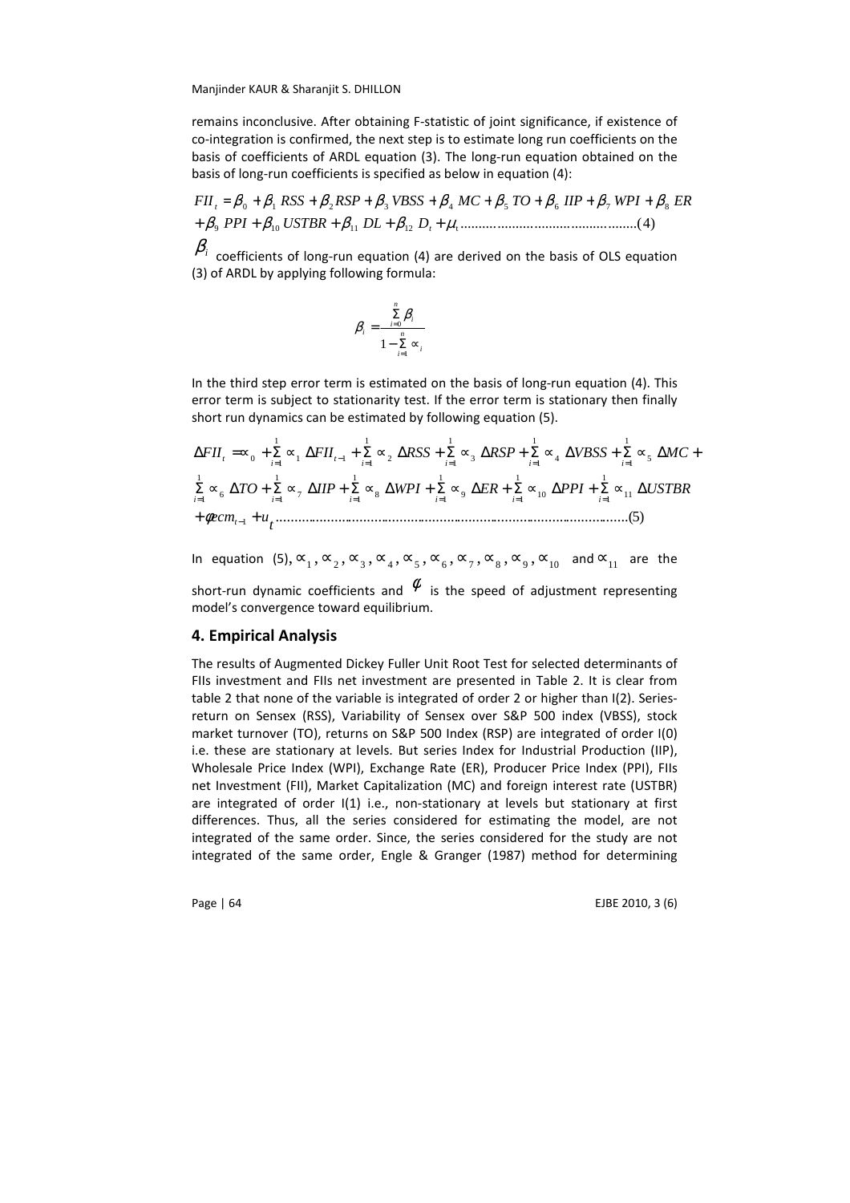remains inconclusive. After obtaining F-statistic of joint significance, if existence of co-integration is confirmed, the next step is to estimate long run coefficients on the basis of coefficients of ARDL equation (3). The long-run equation obtained on the basis of long-run coefficients is specified as below in equation (4):

$$FII_t = \beta_0 + \beta_1 \, RSS + \beta_2 RSP + \beta_3 \, VBSS + \beta_4 \, MC + \beta_5 \, TO + \beta_6 \, IIP + \beta_7 \, WPI + \beta_8 \, ER + \beta_9 \, PPI + \beta_{10} \, USTBR + \beta_{11} \, DL + \beta_{12} \, D_t + \mu_t \quad (4)$$

$\beta_i$ coefficients of long-run equation (4) are derived on the basis of OLS equation (3) of ARDL by applying following formula:

$$\beta_i = \frac{\sum_{i=0}^{n} \beta_i}{1 - \sum_{i=1}^{n} \propto_i}$$

In the third step error term is estimated on the basis of long-run equation (4). This error term is subject to stationarity test. If the error term is stationary then finally short run dynamics can be estimated by following equation (5).

$$\Delta FII_t = \propto_0 + \sum_{i=1}^{1} \propto_1 \Delta FII_{t-1} + \sum_{i=1}^{1} \propto_2 \Delta RSS + \sum_{i=1}^{1} \propto_3 \Delta RSP + \sum_{i=1}^{1} \propto_4 \Delta VBSS + \sum_{i=1}^{1} \propto_5 \Delta MC + \sum_{i=1}^{1} \propto_6 \Delta TO + \sum_{i=1}^{1} \propto_7 \Delta IIP + \sum_{i=1}^{1} \propto_8 \Delta WPI + \sum_{i=1}^{1} \propto_9 \Delta ER + \sum_{i=1}^{1} \propto_{10} \Delta PPI + \sum_{i=1}^{1} \propto_{11} \Delta USTBR + \phi ecm_{t-1} + u_t \quad (5)$$

In equation (5), $\propto_1, \propto_2, \propto_3, \propto_4, \propto_5, \propto_6, \propto_7, \propto_8, \propto_9, \propto_{10}$ and $\propto_{11}$ are the short-run dynamic coefficients and $\phi$ is the speed of adjustment representing model's convergence toward equilibrium.

## 4. Empirical Analysis

The results of Augmented Dickey Fuller Unit Root Test for selected determinants of FIIs investment and FIIs net investment are presented in Table 2. It is clear from table 2 that none of the variable is integrated of order 2 or higher than I(2). Series-return on Sensex (RSS), Variability of Sensex over S&P 500 index (VBSS), stock market turnover (TO), returns on S&P 500 Index (RSP) are integrated of order I(0) i.e. these are stationary at levels. But series Index for Industrial Production (IIP), Wholesale Price Index (WPI), Exchange Rate (ER), Producer Price Index (PPI), FIIs net Investment (FII), Market Capitalization (MC) and foreign interest rate (USTBR) are integrated of order I(1) i.e., non-stationary at levels but stationary at first differences. Thus, all the series considered for estimating the model, are not integrated of the same order. Since, the series considered for the study are not integrated of the same order, Engle & Granger (1987) method for determining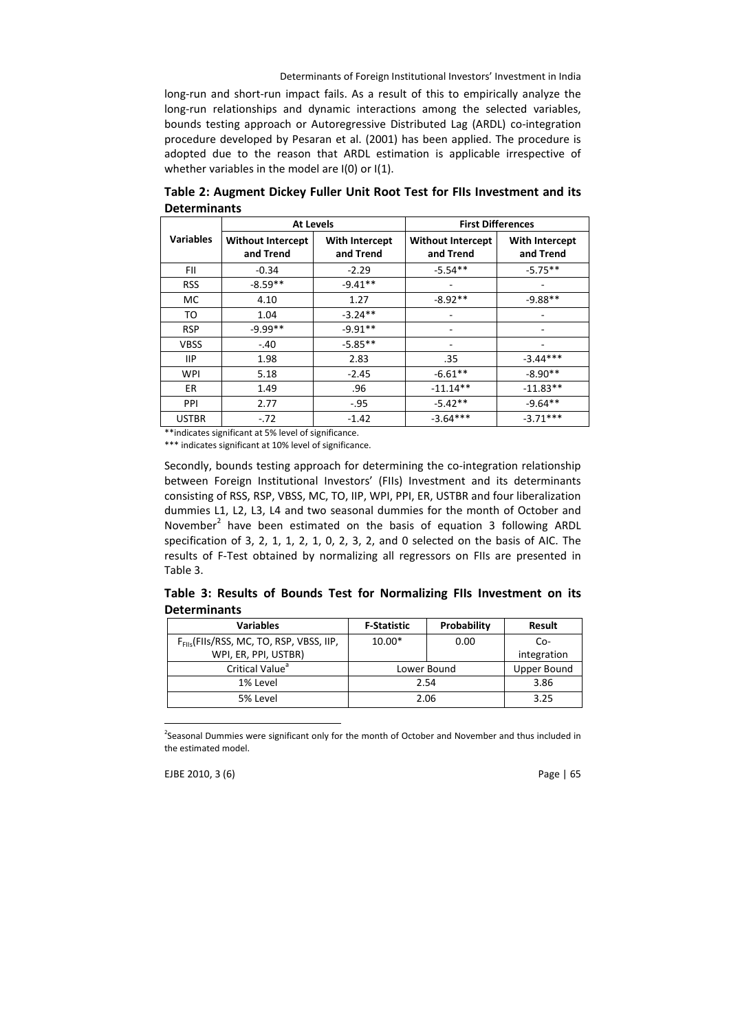long-run and short-run impact fails. As a result of this to empirically analyze the long-run relationships and dynamic interactions among the selected variables, bounds testing approach or Autoregressive Distributed Lag (ARDL) co-integration procedure developed by Pesaran et al. (2001) has been applied. The procedure is adopted due to the reason that ARDL estimation is applicable irrespective of whether variables in the model are I(0) or I(1).

**Table 2: Augment Dickey Fuller Unit Root Test for FIIs Investment and its Determinants**

| Variables | At Levels | | First Differences | |
|---|---|---|---|---|
| | Without Intercept and Trend | With Intercept and Trend | Without Intercept and Trend | With Intercept and Trend |
| FII | -0.34 | -2.29 | -5.54** | -5.75** |
| RSS | -8.59** | -9.41** | - | - |
| MC | 4.10 | 1.27 | -8.92** | -9.88** |
| TO | 1.04 | -3.24** | - | - |
| RSP | -9.99** | -9.91** | - | - |
| VBSS | -.40 | -5.85** | - | - |
| IIP | 1.98 | 2.83 | .35 | -3.44*** |
| WPI | 5.18 | -2.45 | -6.61** | -8.90** |
| ER | 1.49 | .96 | -11.14** | -11.83** |
| PPI | 2.77 | -.95 | -5.42** | -9.64** |
| USTBR | -.72 | -1.42 | -3.64*** | -3.71*** |

**indicates significant at 5% level of significance.

*** indicates significant at 10% level of significance.

Secondly, bounds testing approach for determining the co-integration relationship between Foreign Institutional Investors' (FIIs) Investment and its determinants consisting of RSS, RSP, VBSS, MC, TO, IIP, WPI, PPI, ER, USTBR and four liberalization dummies L1, L2, L3, L4 and two seasonal dummies for the month of October and November[2] have been estimated on the basis of equation 3 following ARDL specification of 3, 2, 1, 1, 2, 1, 0, 2, 3, 2, and 0 selected on the basis of AIC. The results of F-Test obtained by normalizing all regressors on FIIs are presented in Table 3.

**Table 3: Results of Bounds Test for Normalizing FIIs Investment on its Determinants**

| Variables | F-Statistic | Probability | Result |
|---|---|---|---|
| $F_{FIIs}$(FIIs/RSS, MC, TO, RSP, VBSS, IIP, WPI, ER, PPI, USTBR) | 10.00* | 0.00 | Co-integration |
| Critical Value[a] | Lower Bound | | Upper Bound |
| 1% Level | 2.54 | | 3.86 |
| 5% Level | 2.06 | | 3.25 |

[2]Seasonal Dummies were significant only for the month of October and November and thus included in the estimated model.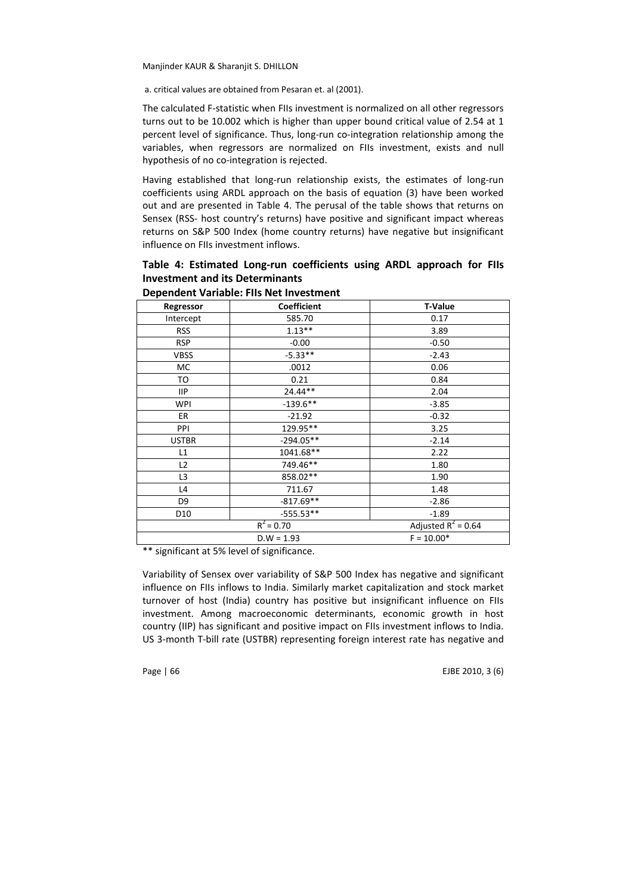a. critical values are obtained from Pesaran et. al (2001).

The calculated F-statistic when FIIs investment is normalized on all other regressors turns out to be 10.002 which is higher than upper bound critical value of 2.54 at 1 percent level of significance. Thus, long-run co-integration relationship among the variables, when regressors are normalized on FIIs investment, exists and null hypothesis of no co-integration is rejected.

Having established that long-run relationship exists, the estimates of long-run coefficients using ARDL approach on the basis of equation (3) have been worked out and are presented in Table 4. The perusal of the table shows that returns on Sensex (RSS- host country's returns) have positive and significant impact whereas returns on S&P 500 Index (home country returns) have negative but insignificant influence on FIIs investment inflows.

**Table 4: Estimated Long-run coefficients using ARDL approach for FIIs Investment and its Determinants**

**Dependent Variable: FIIs Net Investment**

| Regressor | Coefficient | T-Value |
|---|---|---|
| Intercept | 585.70 | 0.17 |
| RSS | 1.13** | 3.89 |
| RSP | -0.00 | -0.50 |
| VBSS | -5.33** | -2.43 |
| MC | .0012 | 0.06 |
| TO | 0.21 | 0.84 |
| IIP | 24.44** | 2.04 |
| WPI | -139.6** | -3.85 |
| ER | -21.92 | -0.32 |
| PPI | 129.95** | 3.25 |
| USTBR | -294.05** | -2.14 |
| L1 | 1041.68** | 2.22 |
| L2 | 749.46** | 1.80 |
| L3 | 858.02** | 1.90 |
| L4 | 711.67 | 1.48 |
| D9 | -817.69** | -2.86 |
| D10 | -555.53** | -1.89 |
| $R^2 = 0.70$ | | Adjusted $R^2 = 0.64$ |
| D.W = 1.93 | | F = 10.00* |

** significant at 5% level of significance.

Variability of Sensex over variability of S&P 500 Index has negative and significant influence on FIIs inflows to India. Similarly market capitalization and stock market turnover of host (India) country has positive but insignificant influence on FIIs investment. Among macroeconomic determinants, economic growth in host country (IIP) has significant and positive impact on FIIs investment inflows to India. US 3-month T-bill rate (USTBR) representing foreign interest rate has negative and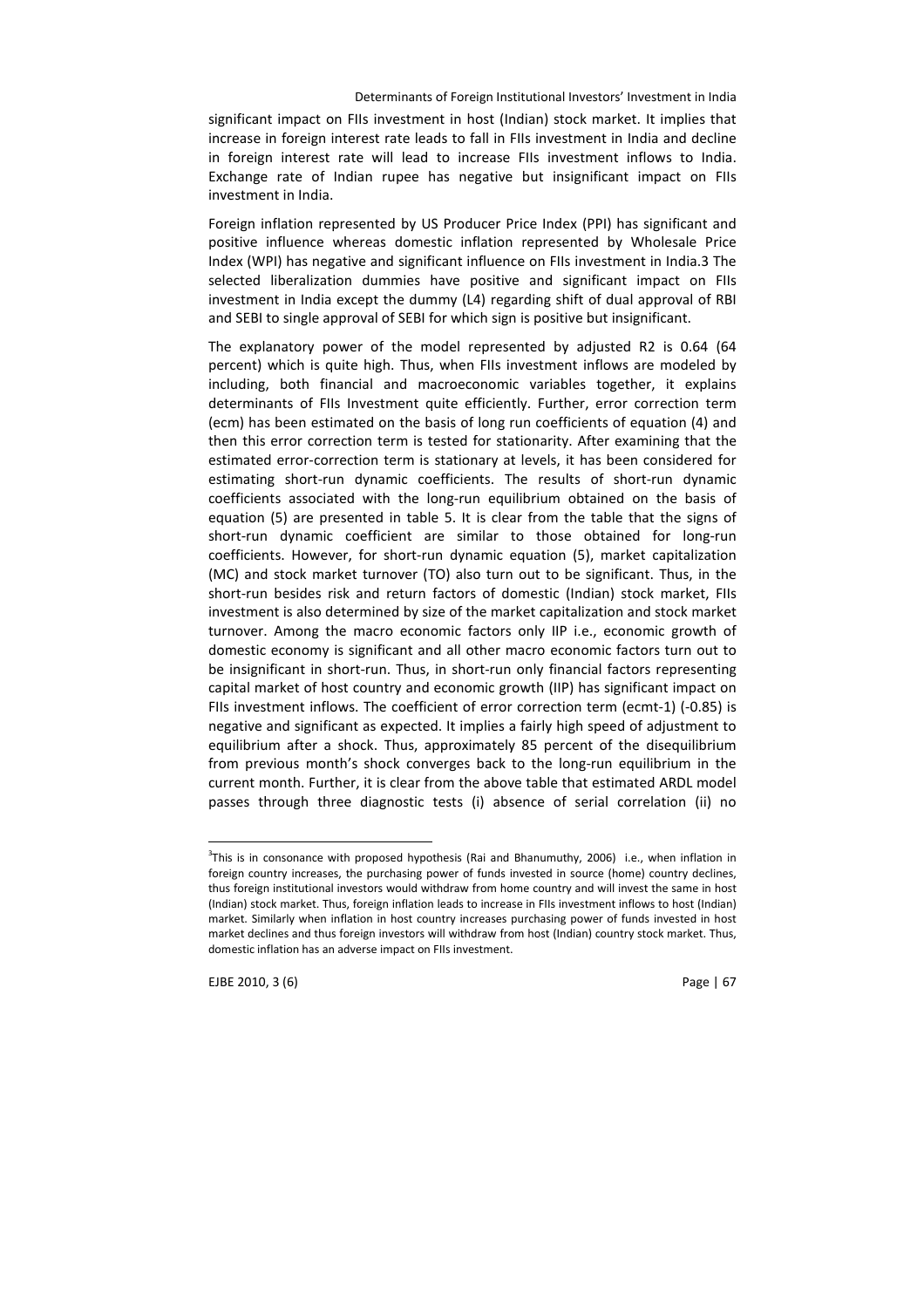significant impact on FIIs investment in host (Indian) stock market. It implies that increase in foreign interest rate leads to fall in FIIs investment in India and decline in foreign interest rate will lead to increase FIIs investment inflows to India. Exchange rate of Indian rupee has negative but insignificant impact on FIIs investment in India.

Foreign inflation represented by US Producer Price Index (PPI) has significant and positive influence whereas domestic inflation represented by Wholesale Price Index (WPI) has negative and significant influence on FIIs investment in India.[3] The selected liberalization dummies have positive and significant impact on FIIs investment in India except the dummy (L4) regarding shift of dual approval of RBI and SEBI to single approval of SEBI for which sign is positive but insignificant.

The explanatory power of the model represented by adjusted R2 is 0.64 (64 percent) which is quite high. Thus, when FIIs investment inflows are modeled by including, both financial and macroeconomic variables together, it explains determinants of FIIs Investment quite efficiently. Further, error correction term (ecm) has been estimated on the basis of long run coefficients of equation (4) and then this error correction term is tested for stationarity. After examining that the estimated error-correction term is stationary at levels, it has been considered for estimating short-run dynamic coefficients. The results of short-run dynamic coefficients associated with the long-run equilibrium obtained on the basis of equation (5) are presented in table 5. It is clear from the table that the signs of short-run dynamic coefficient are similar to those obtained for long-run coefficients. However, for short-run dynamic equation (5), market capitalization (MC) and stock market turnover (TO) also turn out to be significant. Thus, in the short-run besides risk and return factors of domestic (Indian) stock market, FIIs investment is also determined by size of the market capitalization and stock market turnover. Among the macro economic factors only IIP i.e., economic growth of domestic economy is significant and all other macro economic factors turn out to be insignificant in short-run. Thus, in short-run only financial factors representing capital market of host country and economic growth (IIP) has significant impact on FIIs investment inflows. The coefficient of error correction term (ecmt-1) (-0.85) is negative and significant as expected. It implies a fairly high speed of adjustment to equilibrium after a shock. Thus, approximately 85 percent of the disequilibrium from previous month's shock converges back to the long-run equilibrium in the current month. Further, it is clear from the above table that estimated ARDL model passes through three diagnostic tests (i) absence of serial correlation (ii) no

---

[3] This is in consonance with proposed hypothesis (Rai and Bhanumuthy, 2006) i.e., when inflation in foreign country increases, the purchasing power of funds invested in source (home) country declines, thus foreign institutional investors would withdraw from home country and will invest the same in host (Indian) stock market. Thus, foreign inflation leads to increase in FIIs investment inflows to host (Indian) market. Similarly when inflation in host country increases purchasing power of funds invested in host market declines and thus foreign investors will withdraw from host (Indian) country stock market. Thus, domestic inflation has an adverse impact on FIIs investment.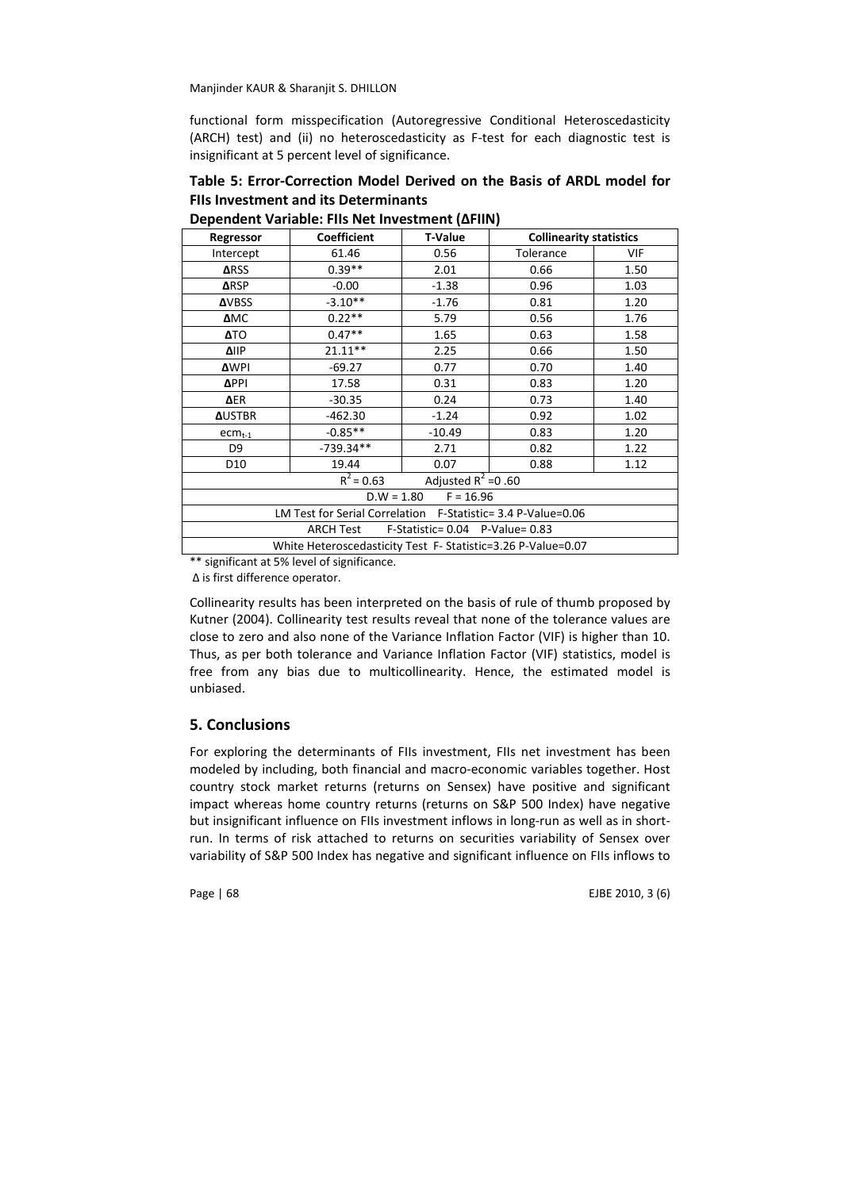functional form misspecification (Autoregressive Conditional Heteroscedasticity (ARCH) test) and (ii) no heteroscedasticity as F-test for each diagnostic test is insignificant at 5 percent level of significance.

**Table 5: Error-Correction Model Derived on the Basis of ARDL model for FIIs Investment and its Determinants**

**Dependent Variable: FIIs Net Investment (ΔFIIN)**

| Regressor | Coefficient | T-Value | Collinearity statistics | |
|---|---|---|---|---|
| | | | Tolerance | VIF |
| Intercept | 61.46 | 0.56 | Tolerance | VIF |
| **ΔRSS** | 0.39** | 2.01 | 0.66 | 1.50 |
| **ΔRSP** | -0.00 | -1.38 | 0.96 | 1.03 |
| **ΔVBSS** | -3.10** | -1.76 | 0.81 | 1.20 |
| **ΔMC** | 0.22** | 5.79 | 0.56 | 1.76 |
| **ΔTO** | 0.47** | 1.65 | 0.63 | 1.58 |
| **ΔIIP** | 21.11** | 2.25 | 0.66 | 1.50 |
| **ΔWPI** | -69.27 | 0.77 | 0.70 | 1.40 |
| **ΔPPI** | 17.58 | 0.31 | 0.83 | 1.20 |
| **ΔER** | -30.35 | 0.24 | 0.73 | 1.40 |
| **ΔUSTBR** | -462.30 | -1.24 | 0.92 | 1.02 |
| $ecm_{t-1}$ | -0.85** | -10.49 | 0.83 | 1.20 |
| D9 | -739.34** | 2.71 | 0.82 | 1.22 |
| D10 | 19.44 | 0.07 | 0.88 | 1.12 |
| $R^2 = 0.63$ Adjusted $R^2$ =0 .60 | | | | |
| D.W = 1.80 F = 16.96 | | | | |
| LM Test for Serial Correlation F-Statistic= 3.4 P-Value=0.06 | | | | |
| ARCH Test F-Statistic= 0.04 P-Value= 0.83 | | | | |
| White Heteroscedasticity Test F- Statistic=3.26 P-Value=0.07 | | | | |

** significant at 5% level of significance.

Δ is first difference operator.

Collinearity results has been interpreted on the basis of rule of thumb proposed by Kutner (2004). Collinearity test results reveal that none of the tolerance values are close to zero and also none of the Variance Inflation Factor (VIF) is higher than 10. Thus, as per both tolerance and Variance Inflation Factor (VIF) statistics, model is free from any bias due to multicollinearity. Hence, the estimated model is unbiased.

## 5. Conclusions

For exploring the determinants of FIIs investment, FIIs net investment has been modeled by including, both financial and macro-economic variables together. Host country stock market returns (returns on Sensex) have positive and significant impact whereas home country returns (returns on S&P 500 Index) have negative but insignificant influence on FIIs investment inflows in long-run as well as in short-run. In terms of risk attached to returns on securities variability of Sensex over variability of S&P 500 Index has negative and significant influence on FIIs inflows to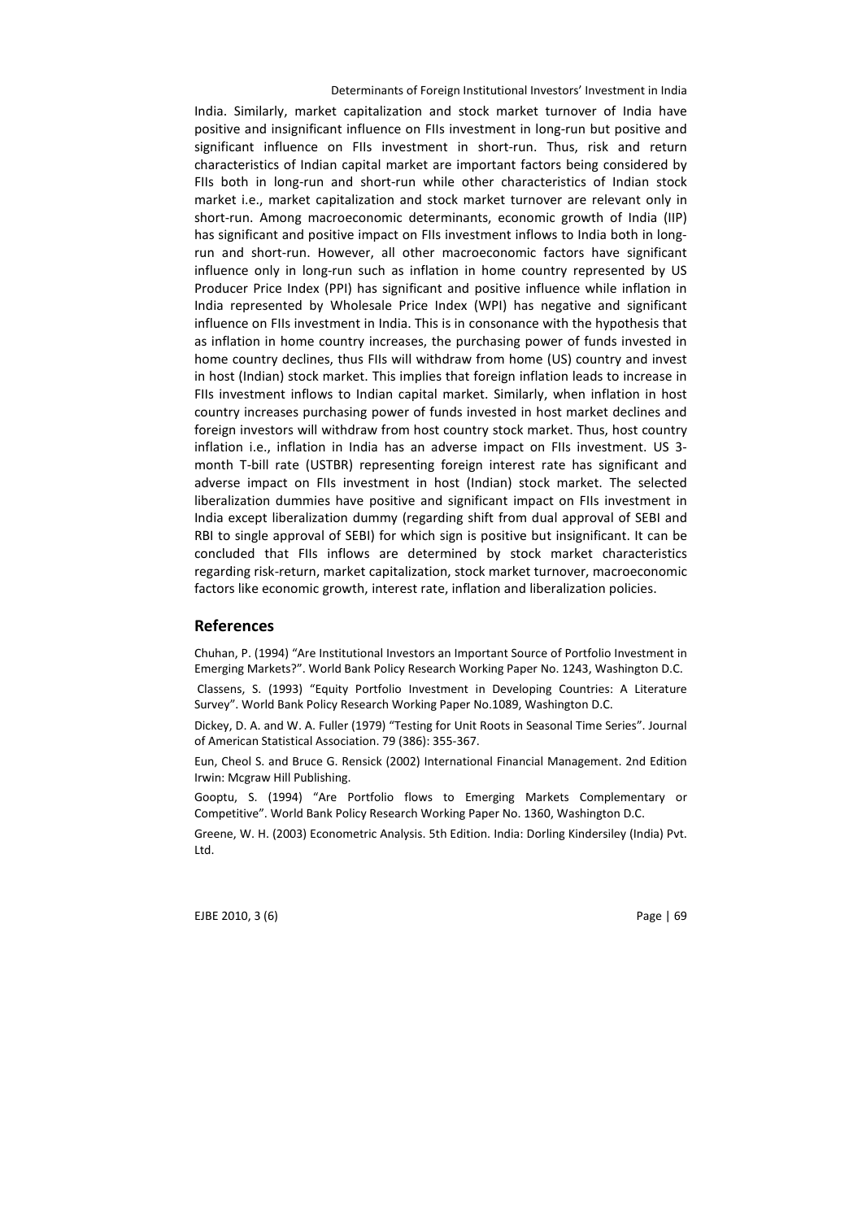India. Similarly, market capitalization and stock market turnover of India have positive and insignificant influence on FIIs investment in long-run but positive and significant influence on FIIs investment in short-run. Thus, risk and return characteristics of Indian capital market are important factors being considered by FIIs both in long-run and short-run while other characteristics of Indian stock market i.e., market capitalization and stock market turnover are relevant only in short-run. Among macroeconomic determinants, economic growth of India (IIP) has significant and positive impact on FIIs investment inflows to India both in long-run and short-run. However, all other macroeconomic factors have significant influence only in long-run such as inflation in home country represented by US Producer Price Index (PPI) has significant and positive influence while inflation in India represented by Wholesale Price Index (WPI) has negative and significant influence on FIIs investment in India. This is in consonance with the hypothesis that as inflation in home country increases, the purchasing power of funds invested in home country declines, thus FIIs will withdraw from home (US) country and invest in host (Indian) stock market. This implies that foreign inflation leads to increase in FIIs investment inflows to Indian capital market. Similarly, when inflation in host country increases purchasing power of funds invested in host market declines and foreign investors will withdraw from host country stock market. Thus, host country inflation i.e., inflation in India has an adverse impact on FIIs investment. US 3-month T-bill rate (USTBR) representing foreign interest rate has significant and adverse impact on FIIs investment in host (Indian) stock market. The selected liberalization dummies have positive and significant impact on FIIs investment in India except liberalization dummy (regarding shift from dual approval of SEBI and RBI to single approval of SEBI) for which sign is positive but insignificant. It can be concluded that FIIs inflows are determined by stock market characteristics regarding risk-return, market capitalization, stock market turnover, macroeconomic factors like economic growth, interest rate, inflation and liberalization policies.

## References

Chuhan, P. (1994) "Are Institutional Investors an Important Source of Portfolio Investment in Emerging Markets?". World Bank Policy Research Working Paper No. 1243, Washington D.C.

Classens, S. (1993) "Equity Portfolio Investment in Developing Countries: A Literature Survey". World Bank Policy Research Working Paper No.1089, Washington D.C.

Dickey, D. A. and W. A. Fuller (1979) "Testing for Unit Roots in Seasonal Time Series". Journal of American Statistical Association. 79 (386): 355-367.

Eun, Cheol S. and Bruce G. Rensick (2002) International Financial Management. 2nd Edition Irwin: Mcgraw Hill Publishing.

Gooptu, S. (1994) "Are Portfolio flows to Emerging Markets Complementary or Competitive". World Bank Policy Research Working Paper No. 1360, Washington D.C.

Greene, W. H. (2003) Econometric Analysis. 5th Edition. India: Dorling Kindersiley (India) Pvt. Ltd.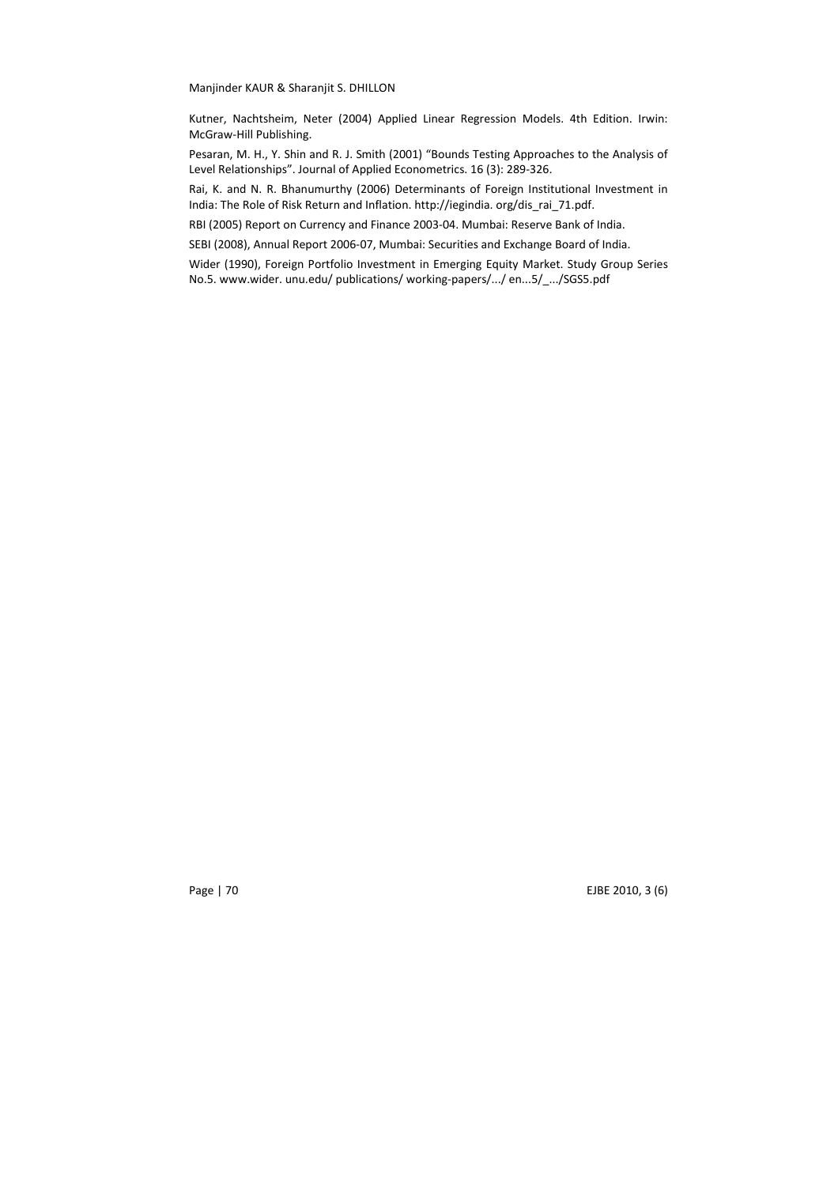Kutner, Nachtsheim, Neter (2004) Applied Linear Regression Models. 4th Edition. Irwin: McGraw-Hill Publishing.

Pesaran, M. H., Y. Shin and R. J. Smith (2001) "Bounds Testing Approaches to the Analysis of Level Relationships". Journal of Applied Econometrics. 16 (3): 289-326.

Rai, K. and N. R. Bhanumurthy (2006) Determinants of Foreign Institutional Investment in India: The Role of Risk Return and Inflation. http://iegindia. org/dis_rai_71.pdf.

RBI (2005) Report on Currency and Finance 2003-04. Mumbai: Reserve Bank of India.

SEBI (2008), Annual Report 2006-07, Mumbai: Securities and Exchange Board of India.

Wider (1990), Foreign Portfolio Investment in Emerging Equity Market. Study Group Series No.5. www.wider. unu.edu/ publications/ working-papers/.../ en...5/_.../SGS5.pdf